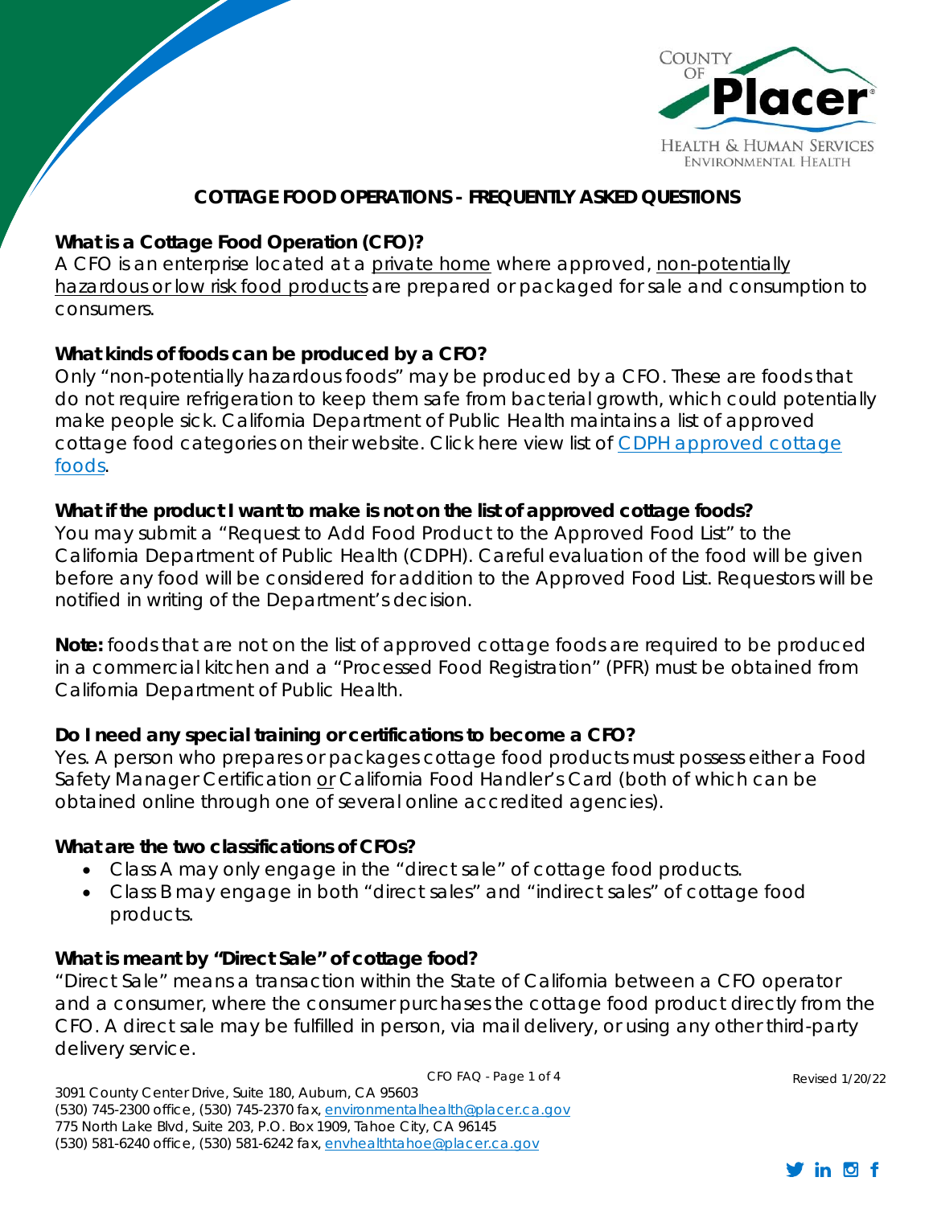# COTTAGE FOOD OPERATIONS - FREQUENTLY ASKED QUESTIONS

**What is a Cottage Food Operation (CFO)?**

A CFO is an enterprise located at a private home where approved, non-potentially hazardous or low risk food products are prepared or packaged for sale and consumption to consumers.

**What kinds of foods can be produced by a CFO?**

Only "non-potentially hazardous foods" may be produced by a CFO. These are foods that do not require refrigeration to keep them safe from bacterial growth, which could potentially make people sick. California Department of Public Health maintains a list of approved cottage food categories on their website. Click here view list of [CDPH approved cottage foods](CDPH approved cottage foods).

**What if the product I want to make is not on the list of approved cottage foods?**

You may submit a "Request to Add Food Product to the Approved Food List" to the California Department of Public Health (CDPH). Careful evaluation of the food will be given before any food will be considered for addition to the Approved Food List. Requestors will be notified in writing of the Department's decision.

**Note:** foods that are not on the list of approved cottage foods are required to be produced in a commercial kitchen and a "Processed Food Registration" (PFR) must be obtained from California Department of Public Health.

**Do I need any special training or certifications to become a CFO?**

Yes. A person who prepares or packages cottage food products must possess either a Food Safety Manager Certification or California Food Handler's Card (both of which can be obtained online through one of several online accredited agencies).

**What are the two classifications of CFOs?**

- Class A may only engage in the "direct sale" of cottage food products.
- Class B may engage in both "direct sales" and "indirect sales" of cottage food products.

**What is meant by "Direct Sale" of cottage food?**

"Direct Sale" means a transaction within the State of California between a CFO operator and a consumer, where the consumer purchases the cottage food product directly from the CFO. A direct sale may be fulfilled in person, via mail delivery, or using any other third-party delivery service.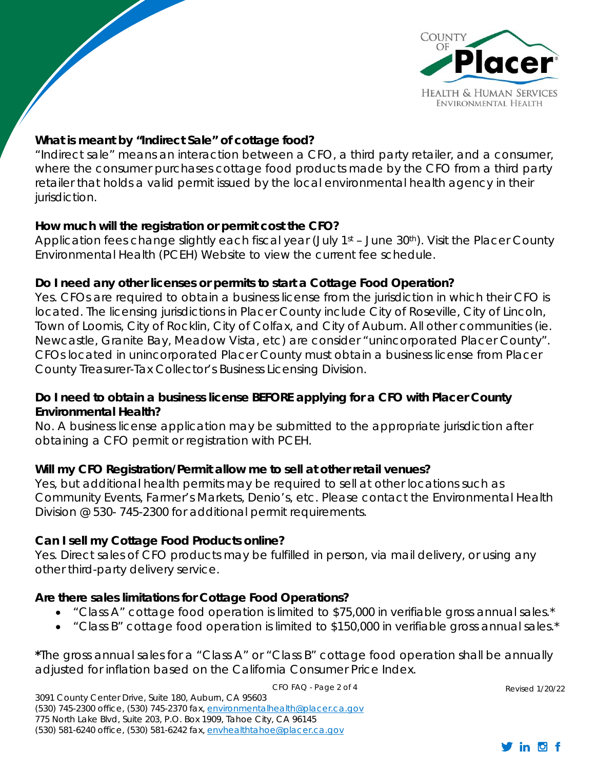### What is meant by "Indirect Sale" of cottage food?

"Indirect sale" means an interaction between a CFO, a third party retailer, and a consumer, where the consumer purchases cottage food products made by the CFO from a third party retailer that holds a valid permit issued by the local environmental health agency in their jurisdiction.

### How much will the registration or permit cost the CFO?

Application fees change slightly each fiscal year (July 1st – June 30th). Visit the Placer County Environmental Health (PCEH) Website to view the current fee schedule.

### Do I need any other licenses or permits to start a Cottage Food Operation?

Yes. CFOs are required to obtain a business license from the jurisdiction in which their CFO is located. The licensing jurisdictions in Placer County include City of Roseville, City of Lincoln, Town of Loomis, City of Rocklin, City of Colfax, and City of Auburn. All other communities (ie. Newcastle, Granite Bay, Meadow Vista, etc) are consider "unincorporated Placer County". CFOs located in unincorporated Placer County must obtain a business license from Placer County Treasurer-Tax Collector's Business Licensing Division.

### Do I need to obtain a business license BEFORE applying for a CFO with Placer County Environmental Health?

No. A business license application may be submitted to the appropriate jurisdiction after obtaining a CFO permit or registration with PCEH.

### Will my CFO Registration/Permit allow me to sell at other retail venues?

Yes, but additional health permits may be required to sell at other locations such as Community Events, Farmer's Markets, Denio's, etc. Please contact the Environmental Health Division @ 530- 745-2300 for additional permit requirements.

### Can I sell my Cottage Food Products online?

Yes. Direct sales of CFO products may be fulfilled in person, via mail delivery, or using any other third-party delivery service.

### Are there sales limitations for Cottage Food Operations?

- "Class A" cottage food operation is limited to $75,000 in verifiable gross annual sales.*
- "Class B" cottage food operation is limited to $150,000 in verifiable gross annual sales.*

*The gross annual sales for a "Class A" or "Class B" cottage food operation shall be annually adjusted for inflation based on the California Consumer Price Index.

Revised 1/20/22

3091 County Center Drive, Suite 180, Auburn, CA 95603
(530) 745-2300 office, (530) 745-2370 fax, environmentalhealth@placer.ca.gov
775 North Lake Blvd, Suite 203, P.O. Box 1909, Tahoe City, CA 96145
(530) 581-6240 office, (530) 581-6242 fax, envhealthtahoe@placer.ca.gov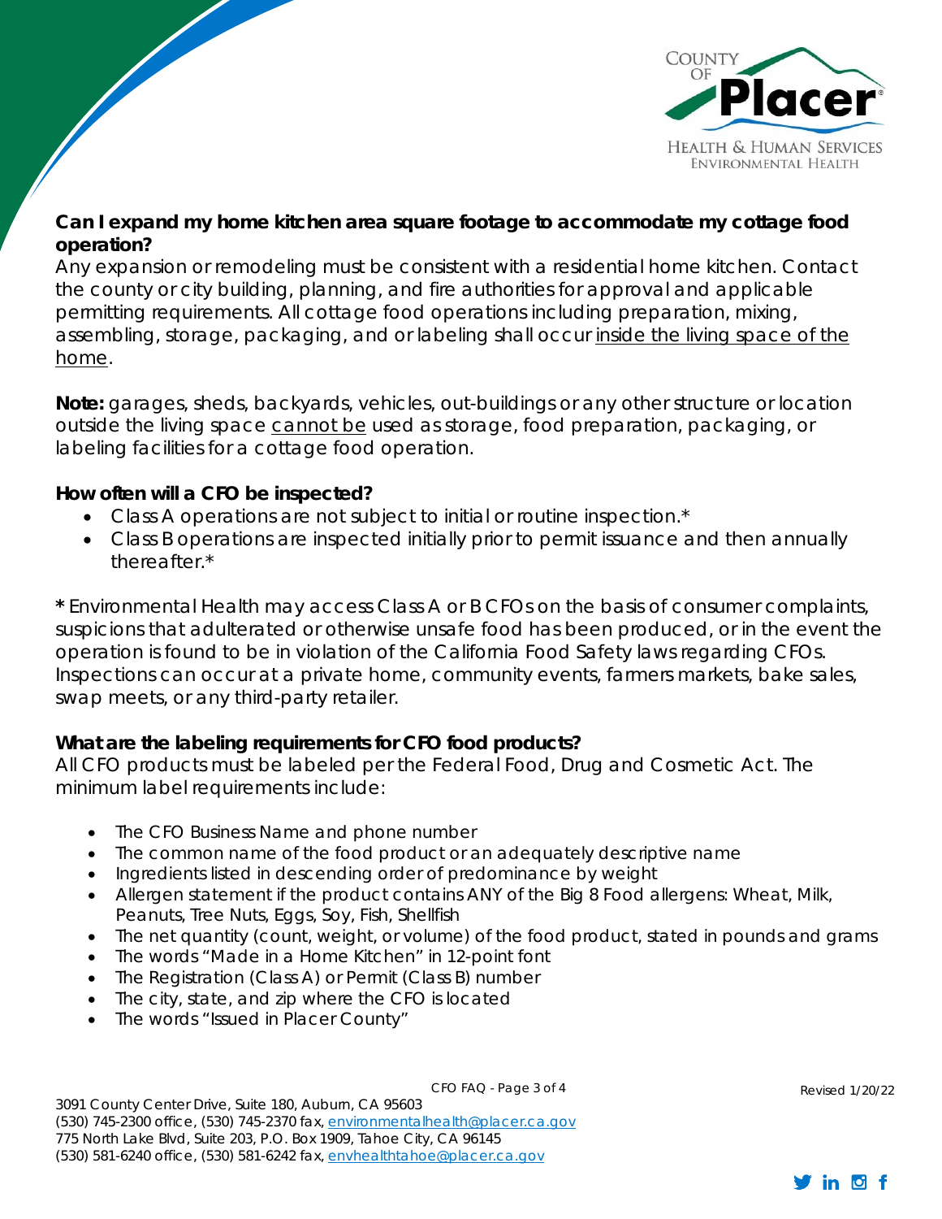**Can I expand my home kitchen area square footage to accommodate my cottage food operation?**

Any expansion or remodeling must be consistent with a residential home kitchen. Contact the county or city building, planning, and fire authorities for approval and applicable permitting requirements. All cottage food operations including preparation, mixing, assembling, storage, packaging, and or labeling shall occur inside the living space of the home.

**Note:** garages, sheds, backyards, vehicles, out-buildings or any other structure or location outside the living space cannot be used as storage, food preparation, packaging, or labeling facilities for a cottage food operation.

**How often will a CFO be inspected?**

- Class A operations are not subject to initial or routine inspection.*
- Class B operations are inspected initially prior to permit issuance and then annually thereafter.*

**\*** Environmental Health may access Class A or B CFOs on the basis of consumer complaints, suspicions that adulterated or otherwise unsafe food has been produced, or in the event the operation is found to be in violation of the California Food Safety laws regarding CFOs. Inspections can occur at a private home, community events, farmers markets, bake sales, swap meets, or any third-party retailer.

**What are the labeling requirements for CFO food products?**

All CFO products must be labeled per the Federal Food, Drug and Cosmetic Act. The minimum label requirements include:

- The CFO Business Name and phone number
- The common name of the food product or an adequately descriptive name
- Ingredients listed in descending order of predominance by weight
- Allergen statement if the product contains ANY of the Big 8 Food allergens: Wheat, Milk, Peanuts, Tree Nuts, Eggs, Soy, Fish, Shellfish
- The net quantity (count, weight, or volume) of the food product, stated in pounds and grams
- The words "Made in a Home Kitchen" in 12-point font
- The Registration (Class A) or Permit (Class B) number
- The city, state, and zip where the CFO is located
- The words "Issued in Placer County"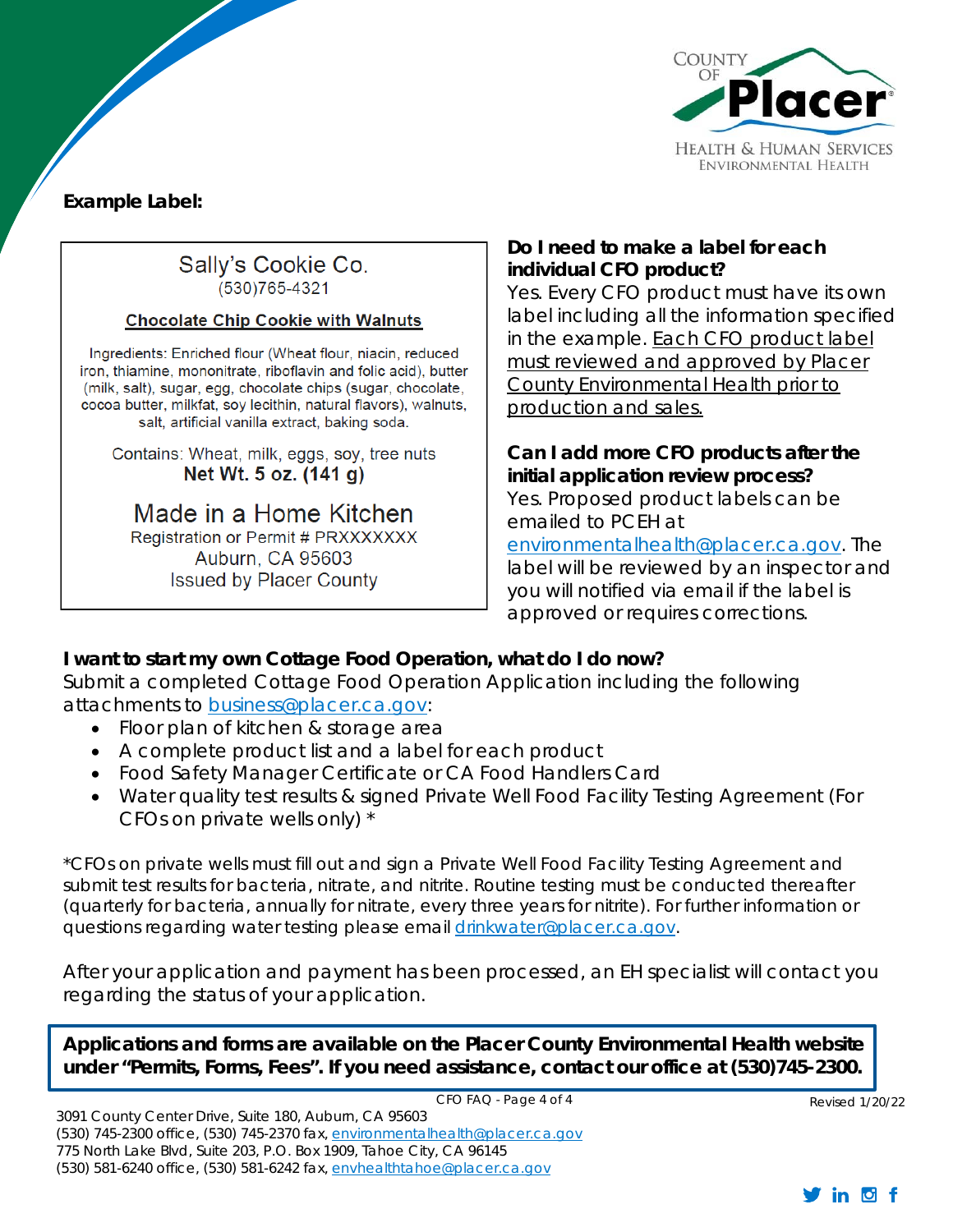**Example Label:**

> Sally's Cookie Co.
> (530)765-4321
>
> **Chocolate Chip Cookie with Walnuts**
>
> Ingredients: Enriched flour (Wheat flour, niacin, reduced iron, thiamine, mononitrate, riboflavin and folic acid), butter (milk, salt), sugar, egg, chocolate chips (sugar, chocolate, cocoa butter, milkfat, soy lecithin, natural flavors), walnuts, salt, artificial vanilla extract, baking soda.
>
> Contains: Wheat, milk, eggs, soy, tree nuts
> **Net Wt. 5 oz. (141 g)**
>
> Made in a Home Kitchen
> Registration or Permit # PRXXXXXXX
> Auburn, CA 95603
> Issued by Placer County

**Do I need to make a label for each individual CFO product?**
Yes. Every CFO product must have its own label including all the information specified in the example. Each CFO product label must reviewed and approved by Placer County Environmental Health prior to production and sales.

**Can I add more CFO products after the initial application review process?**
Yes. Proposed product labels can be emailed to PCEH at environmentalhealth@placer.ca.gov. The label will be reviewed by an inspector and you will notified via email if the label is approved or requires corrections.

**I want to start my own Cottage Food Operation, what do I do now?**
Submit a completed Cottage Food Operation Application including the following attachments to business@placer.ca.gov:

- Floor plan of kitchen & storage area
- A complete product list and a label for each product
- Food Safety Manager Certificate or CA Food Handlers Card
- Water quality test results & signed Private Well Food Facility Testing Agreement (For CFOs on private wells only) *

*CFOs on private wells must fill out and sign a Private Well Food Facility Testing Agreement and submit test results for bacteria, nitrate, and nitrite. Routine testing must be conducted thereafter (quarterly for bacteria, annually for nitrate, every three years for nitrite). For further information or questions regarding water testing please email drinkwater@placer.ca.gov.

After your application and payment has been processed, an EH specialist will contact you regarding the status of your application.

**Applications and forms are available on the Placer County Environmental Health website under "Permits, Forms, Fees". If you need assistance, contact our office at (530)745-2300.**